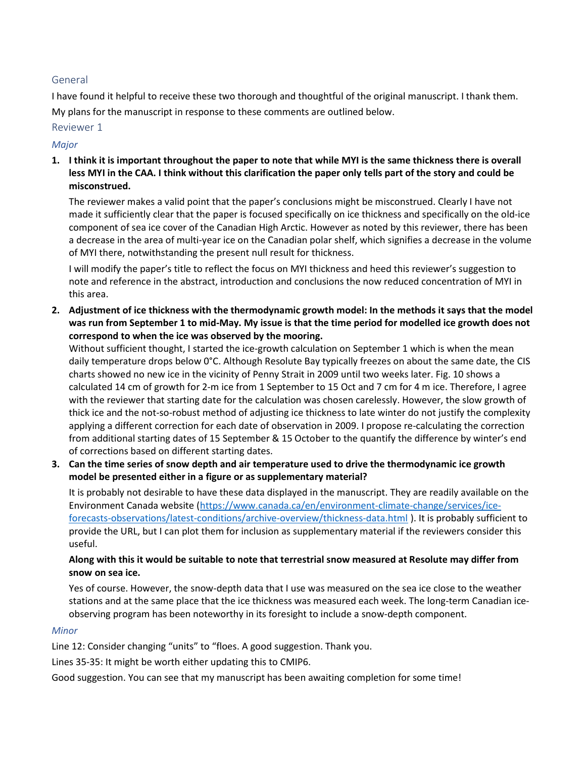## General

I have found it helpful to receive these two thorough and thoughtful of the original manuscript. I thank them.

My plans for the manuscript in response to these comments are outlined below.

## Reviewer 1

### *Major*

1. **I think it is important throughout the paper to note that while MYI is the same thickness there is overall less MYI in the CAA. I think without this clarification the paper only tells part of the story and could be misconstrued.**

   The reviewer makes a valid point that the paper's conclusions might be misconstrued. Clearly I have not made it sufficiently clear that the paper is focused specifically on ice thickness and specifically on the old-ice component of sea ice cover of the Canadian High Arctic. However as noted by this reviewer, there has been a decrease in the area of multi-year ice on the Canadian polar shelf, which signifies a decrease in the volume of MYI there, notwithstanding the present null result for thickness.

   I will modify the paper's title to reflect the focus on MYI thickness and heed this reviewer's suggestion to note and reference in the abstract, introduction and conclusions the now reduced concentration of MYI in this area.

2. **Adjustment of ice thickness with the thermodynamic growth model: In the methods it says that the model was run from September 1 to mid-May. My issue is that the time period for modelled ice growth does not correspond to when the ice was observed by the mooring.**

   Without sufficient thought, I started the ice-growth calculation on September 1 which is when the mean daily temperature drops below 0°C. Although Resolute Bay typically freezes on about the same date, the CIS charts showed no new ice in the vicinity of Penny Strait in 2009 until two weeks later. Fig. 10 shows a calculated 14 cm of growth for 2-m ice from 1 September to 15 Oct and 7 cm for 4 m ice. Therefore, I agree with the reviewer that starting date for the calculation was chosen carelessly. However, the slow growth of thick ice and the not-so-robust method of adjusting ice thickness to late winter do not justify the complexity applying a different correction for each date of observation in 2009. I propose re-calculating the correction from additional starting dates of 15 September & 15 October to the quantify the difference by winter's end of corrections based on different starting dates.

3. **Can the time series of snow depth and air temperature used to drive the thermodynamic ice growth model be presented either in a figure or as supplementary material?**

   It is probably not desirable to have these data displayed in the manuscript. They are readily available on the Environment Canada website (https://www.canada.ca/en/environment-climate-change/services/ice-forecasts-observations/latest-conditions/archive-overview/thickness-data.html ). It is probably sufficient to provide the URL, but I can plot them for inclusion as supplementary material if the reviewers consider this useful.

   **Along with this it would be suitable to note that terrestrial snow measured at Resolute may differ from snow on sea ice.**

   Yes of course. However, the snow-depth data that I use was measured on the sea ice close to the weather stations and at the same place that the ice thickness was measured each week. The long-term Canadian ice-observing program has been noteworthy in its foresight to include a snow-depth component.

### *Minor*

Line 12: Consider changing "units" to "floes. A good suggestion. Thank you.

Lines 35-35: It might be worth either updating this to CMIP6.

Good suggestion. You can see that my manuscript has been awaiting completion for some time!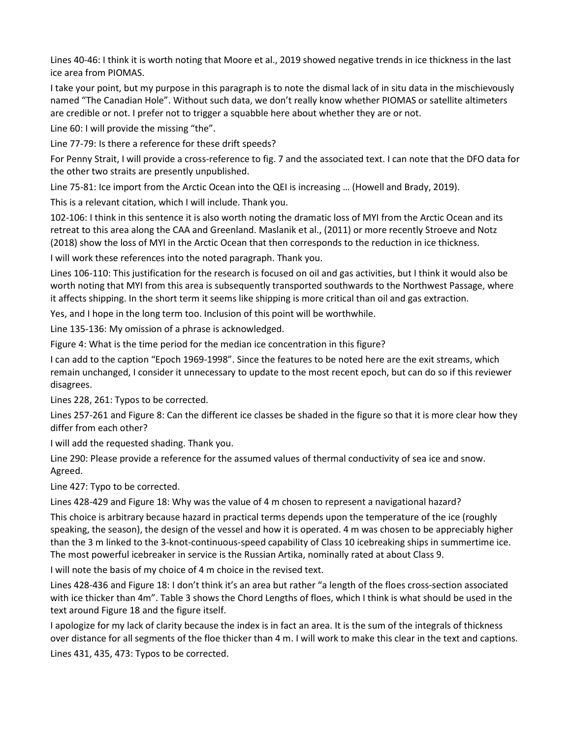Lines 40-46: I think it is worth noting that Moore et al., 2019 showed negative trends in ice thickness in the last ice area from PIOMAS.

I take your point, but my purpose in this paragraph is to note the dismal lack of in situ data in the mischievously named "The Canadian Hole". Without such data, we don't really know whether PIOMAS or satellite altimeters are credible or not. I prefer not to trigger a squabble here about whether they are or not.

Line 60: I will provide the missing "the".

Line 77-79: Is there a reference for these drift speeds?

For Penny Strait, I will provide a cross-reference to fig. 7 and the associated text. I can note that the DFO data for the other two straits are presently unpublished.

Line 75-81: Ice import from the Arctic Ocean into the QEI is increasing … (Howell and Brady, 2019).

This is a relevant citation, which I will include. Thank you.

102-106: I think in this sentence it is also worth noting the dramatic loss of MYI from the Arctic Ocean and its retreat to this area along the CAA and Greenland. Maslanik et al., (2011) or more recently Stroeve and Notz (2018) show the loss of MYI in the Arctic Ocean that then corresponds to the reduction in ice thickness.

I will work these references into the noted paragraph. Thank you.

Lines 106-110: This justification for the research is focused on oil and gas activities, but I think it would also be worth noting that MYI from this area is subsequently transported southwards to the Northwest Passage, where it affects shipping. In the short term it seems like shipping is more critical than oil and gas extraction.

Yes, and I hope in the long term too. Inclusion of this point will be worthwhile.

Line 135-136: My omission of a phrase is acknowledged.

Figure 4: What is the time period for the median ice concentration in this figure?

I can add to the caption "Epoch 1969-1998". Since the features to be noted here are the exit streams, which remain unchanged, I consider it unnecessary to update to the most recent epoch, but can do so if this reviewer disagrees.

Lines 228, 261: Typos to be corrected.

Lines 257-261 and Figure 8: Can the different ice classes be shaded in the figure so that it is more clear how they differ from each other?

I will add the requested shading. Thank you.

Line 290: Please provide a reference for the assumed values of thermal conductivity of sea ice and snow.

Agreed.

Line 427: Typo to be corrected.

Lines 428-429 and Figure 18: Why was the value of 4 m chosen to represent a navigational hazard?

This choice is arbitrary because hazard in practical terms depends upon the temperature of the ice (roughly speaking, the season), the design of the vessel and how it is operated. 4 m was chosen to be appreciably higher than the 3 m linked to the 3-knot-continuous-speed capability of Class 10 icebreaking ships in summertime ice. The most powerful icebreaker in service is the Russian Artika, nominally rated at about Class 9.

I will note the basis of my choice of 4 m choice in the revised text.

Lines 428-436 and Figure 18: I don't think it's an area but rather "a length of the floes cross-section associated with ice thicker than 4m". Table 3 shows the Chord Lengths of floes, which I think is what should be used in the text around Figure 18 and the figure itself.

I apologize for my lack of clarity because the index is in fact an area. It is the sum of the integrals of thickness over distance for all segments of the floe thicker than 4 m. I will work to make this clear in the text and captions.

Lines 431, 435, 473: Typos to be corrected.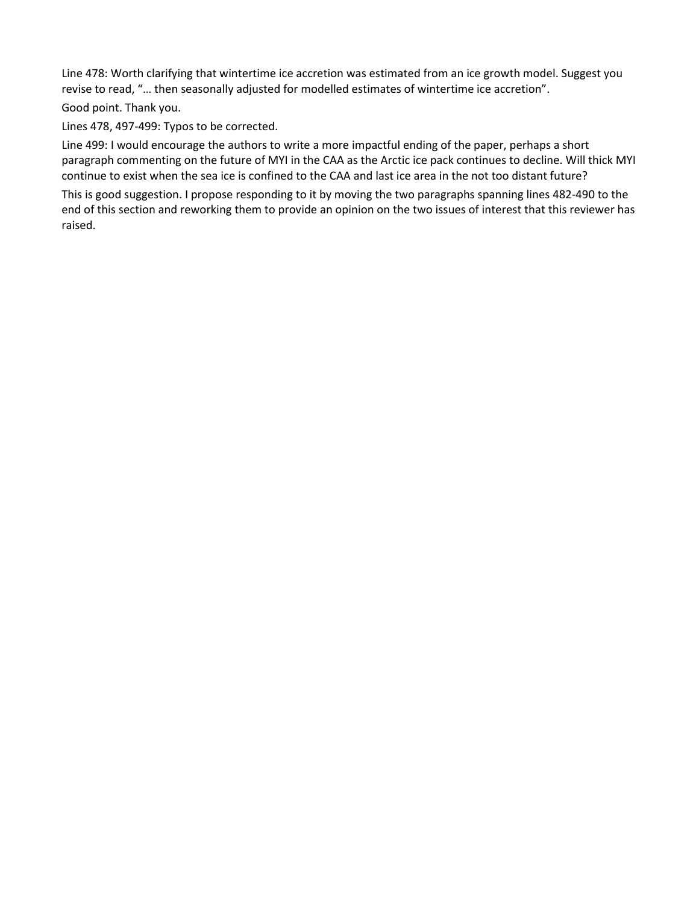Line 478: Worth clarifying that wintertime ice accretion was estimated from an ice growth model. Suggest you revise to read, "… then seasonally adjusted for modelled estimates of wintertime ice accretion".

Good point. Thank you.

Lines 478, 497-499: Typos to be corrected.

Line 499: I would encourage the authors to write a more impactful ending of the paper, perhaps a short paragraph commenting on the future of MYI in the CAA as the Arctic ice pack continues to decline. Will thick MYI continue to exist when the sea ice is confined to the CAA and last ice area in the not too distant future?

This is good suggestion. I propose responding to it by moving the two paragraphs spanning lines 482-490 to the end of this section and reworking them to provide an opinion on the two issues of interest that this reviewer has raised.